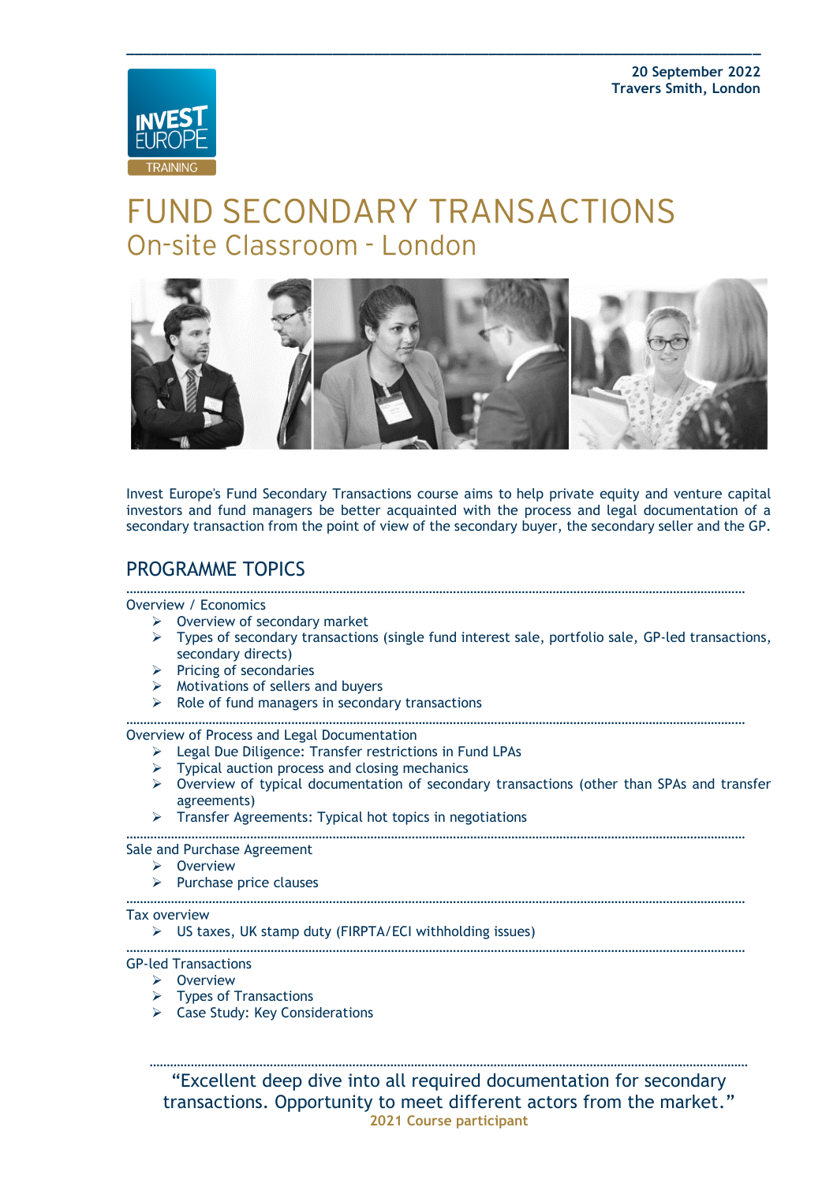**20 September 2022**
**Travers Smith, London**

INVEST EUROPE TRAINING

# FUND SECONDARY TRANSACTIONS

## On-site Classroom - London

Invest Europe's Fund Secondary Transactions course aims to help private equity and venture capital investors and fund managers be better acquainted with the process and legal documentation of a secondary transaction from the point of view of the secondary buyer, the secondary seller and the GP.

## PROGRAMME TOPICS

Overview / Economics

- Overview of secondary market
- Types of secondary transactions (single fund interest sale, portfolio sale, GP-led transactions, secondary directs)
- Pricing of secondaries
- Motivations of sellers and buyers
- Role of fund managers in secondary transactions

Overview of Process and Legal Documentation

- Legal Due Diligence: Transfer restrictions in Fund LPAs
- Typical auction process and closing mechanics
- Overview of typical documentation of secondary transactions (other than SPAs and transfer agreements)
- Transfer Agreements: Typical hot topics in negotiations

Sale and Purchase Agreement

- Overview
- Purchase price clauses

Tax overview

- US taxes, UK stamp duty (FIRPTA/ECI withholding issues)

GP-led Transactions

- Overview
- Types of Transactions
- Case Study: Key Considerations

"Excellent deep dive into all required documentation for secondary transactions. Opportunity to meet different actors from the market."

**2021 Course participant**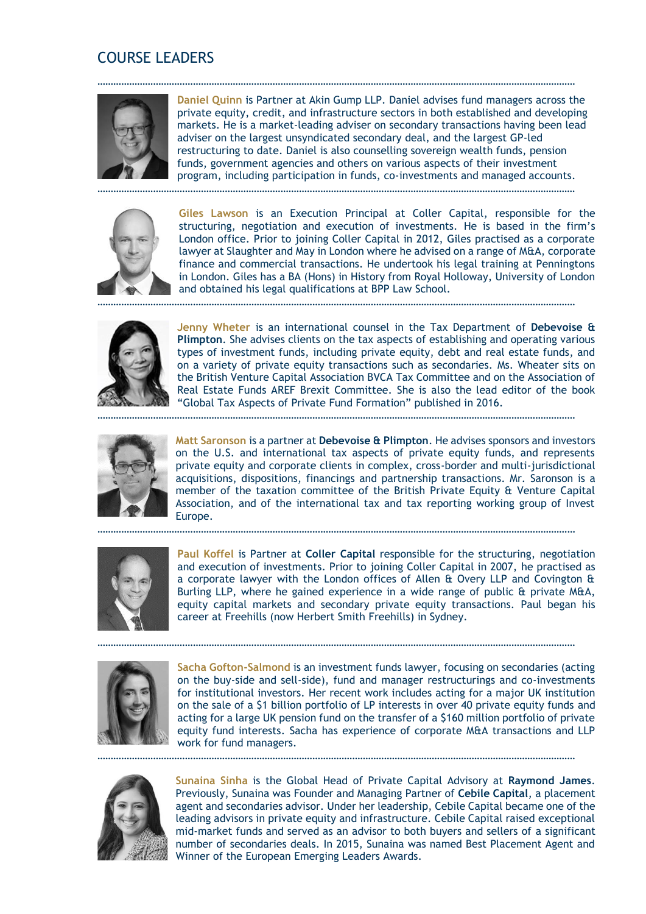# COURSE LEADERS

---

**Daniel Quinn** is Partner at Akin Gump LLP. Daniel advises fund managers across the private equity, credit, and infrastructure sectors in both established and developing markets. He is a market-leading adviser on secondary transactions having been lead adviser on the largest unsyndicated secondary deal, and the largest GP-led restructuring to date. Daniel is also counselling sovereign wealth funds, pension funds, government agencies and others on various aspects of their investment program, including participation in funds, co-investments and managed accounts.

---

**Giles Lawson** is an Execution Principal at Coller Capital, responsible for the structuring, negotiation and execution of investments. He is based in the firm's London office. Prior to joining Coller Capital in 2012, Giles practised as a corporate lawyer at Slaughter and May in London where he advised on a range of M&A, corporate finance and commercial transactions. He undertook his legal training at Penningtons in London. Giles has a BA (Hons) in History from Royal Holloway, University of London and obtained his legal qualifications at BPP Law School.

---

**Jenny Wheter** is an international counsel in the Tax Department of **Debevoise & Plimpton**. She advises clients on the tax aspects of establishing and operating various types of investment funds, including private equity, debt and real estate funds, and on a variety of private equity transactions such as secondaries. Ms. Wheater sits on the British Venture Capital Association BVCA Tax Committee and on the Association of Real Estate Funds AREF Brexit Committee. She is also the lead editor of the book "Global Tax Aspects of Private Fund Formation" published in 2016.

---

**Matt Saronson** is a partner at **Debevoise & Plimpton**. He advises sponsors and investors on the U.S. and international tax aspects of private equity funds, and represents private equity and corporate clients in complex, cross-border and multi-jurisdictional acquisitions, dispositions, financings and partnership transactions. Mr. Saronson is a member of the taxation committee of the British Private Equity & Venture Capital Association, and of the international tax and tax reporting working group of Invest Europe.

---

**Paul Koffel** is Partner at **Coller Capital** responsible for the structuring, negotiation and execution of investments. Prior to joining Coller Capital in 2007, he practised as a corporate lawyer with the London offices of Allen & Overy LLP and Covington & Burling LLP, where he gained experience in a wide range of public & private M&A, equity capital markets and secondary private equity transactions. Paul began his career at Freehills (now Herbert Smith Freehills) in Sydney.

---

**Sacha Gofton-Salmond** is an investment funds lawyer, focusing on secondaries (acting on the buy-side and sell-side), fund and manager restructurings and co-investments for institutional investors. Her recent work includes acting for a major UK institution on the sale of a $1 billion portfolio of LP interests in over 40 private equity funds and acting for a large UK pension fund on the transfer of a $160 million portfolio of private equity fund interests. Sacha has experience of corporate M&A transactions and LLP work for fund managers.

---

**Sunaina Sinha** is the Global Head of Private Capital Advisory at **Raymond James**. Previously, Sunaina was Founder and Managing Partner of **Cebile Capital**, a placement agent and secondaries advisor. Under her leadership, Cebile Capital became one of the leading advisors in private equity and infrastructure. Cebile Capital raised exceptional mid-market funds and served as an advisor to both buyers and sellers of a significant number of secondaries deals. In 2015, Sunaina was named Best Placement Agent and Winner of the European Emerging Leaders Awards.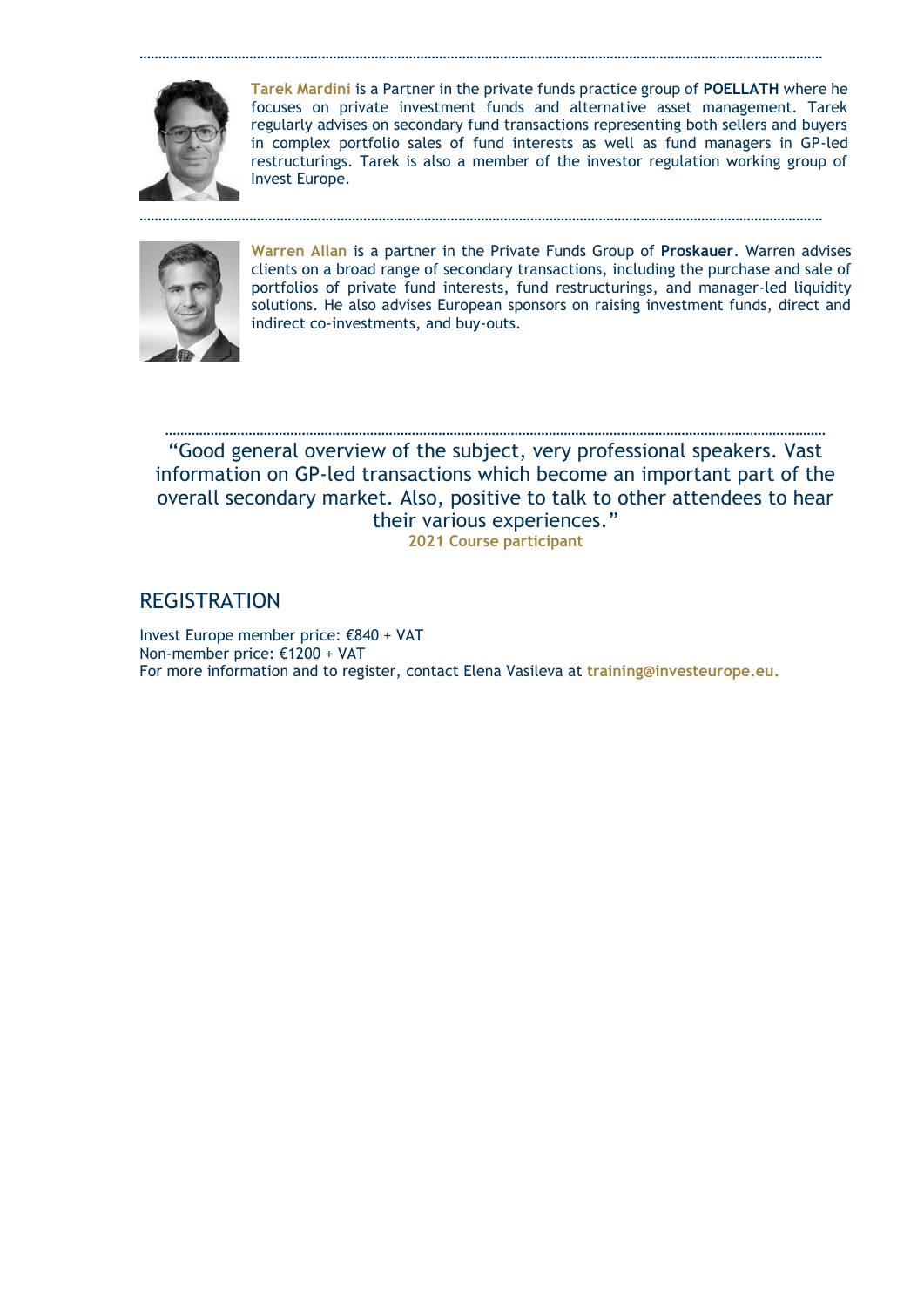**Tarek Mardini** is a Partner in the private funds practice group of **POELLATH** where he focuses on private investment funds and alternative asset management. Tarek regularly advises on secondary fund transactions representing both sellers and buyers in complex portfolio sales of fund interests as well as fund managers in GP-led restructurings. Tarek is also a member of the investor regulation working group of Invest Europe.

**Warren Allan** is a partner in the Private Funds Group of **Proskauer**. Warren advises clients on a broad range of secondary transactions, including the purchase and sale of portfolios of private fund interests, fund restructurings, and manager-led liquidity solutions. He also advises European sponsors on raising investment funds, direct and indirect co-investments, and buy-outs.

"Good general overview of the subject, very professional speakers. Vast information on GP-led transactions which become an important part of the overall secondary market. Also, positive to talk to other attendees to hear their various experiences."

**2021 Course participant**

## REGISTRATION

Invest Europe member price: €840 + VAT
Non-member price: €1200 + VAT
For more information and to register, contact Elena Vasileva at **training@investeurope.eu.**